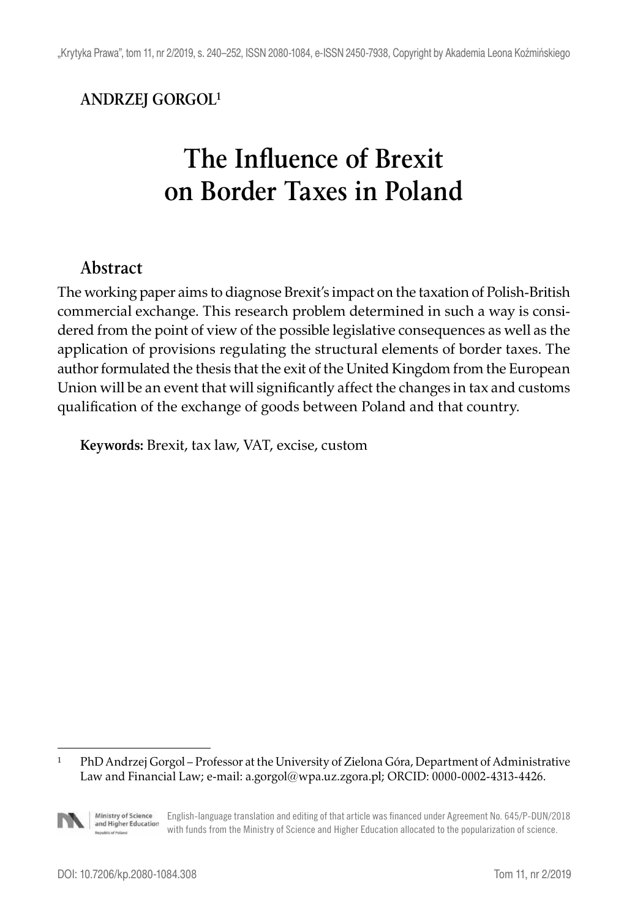**ANDRZEJ GORGOL**[1]

# The Influence of Brexit on Border Taxes in Poland

## Abstract

The working paper aims to diagnose Brexit's impact on the taxation of Polish-British commercial exchange. This research problem determined in such a way is considered from the point of view of the possible legislative consequences as well as the application of provisions regulating the structural elements of border taxes. The author formulated the thesis that the exit of the United Kingdom from the European Union will be an event that will significantly affect the changes in tax and customs qualification of the exchange of goods between Poland and that country.

**Keywords:** Brexit, tax law, VAT, excise, custom

---

[1] PhD Andrzej Gorgol – Professor at the University of Zielona Góra, Department of Administrative Law and Financial Law; e-mail: a.gorgol@wpa.uz.zgora.pl; ORCID: 0000-0002-4313-4426.

English-language translation and editing of that article was financed under Agreement No. 645/P-DUN/2018 with funds from the Ministry of Science and Higher Education allocated to the popularization of science.

DOI: 10.7206/kp.2080-1084.308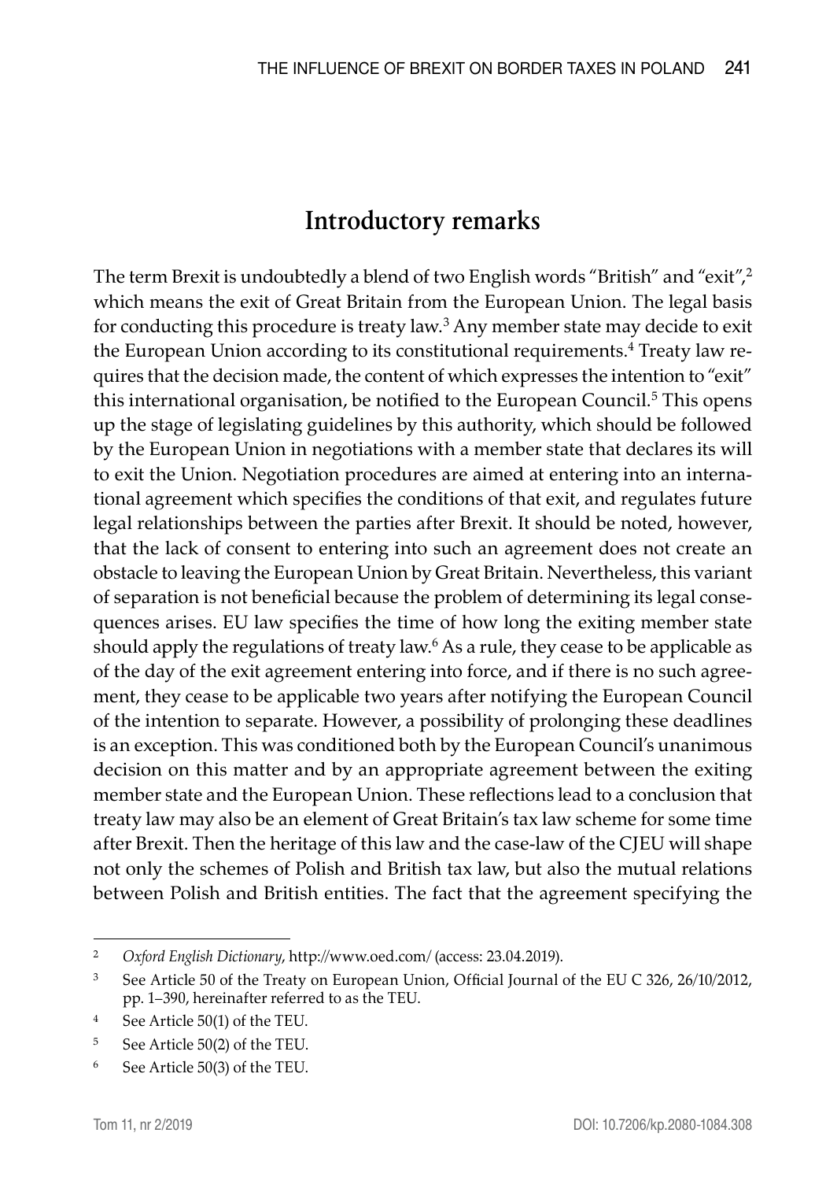## Introductory remarks

The term Brexit is undoubtedly a blend of two English words "British" and "exit",[2] which means the exit of Great Britain from the European Union. The legal basis for conducting this procedure is treaty law.[3] Any member state may decide to exit the European Union according to its constitutional requirements.[4] Treaty law requires that the decision made, the content of which expresses the intention to "exit" this international organisation, be notified to the European Council.[5] This opens up the stage of legislating guidelines by this authority, which should be followed by the European Union in negotiations with a member state that declares its will to exit the Union. Negotiation procedures are aimed at entering into an international agreement which specifies the conditions of that exit, and regulates future legal relationships between the parties after Brexit. It should be noted, however, that the lack of consent to entering into such an agreement does not create an obstacle to leaving the European Union by Great Britain. Nevertheless, this variant of separation is not beneficial because the problem of determining its legal consequences arises. EU law specifies the time of how long the exiting member state should apply the regulations of treaty law.[6] As a rule, they cease to be applicable as of the day of the exit agreement entering into force, and if there is no such agreement, they cease to be applicable two years after notifying the European Council of the intention to separate. However, a possibility of prolonging these deadlines is an exception. This was conditioned both by the European Council's unanimous decision on this matter and by an appropriate agreement between the exiting member state and the European Union. These reflections lead to a conclusion that treaty law may also be an element of Great Britain's tax law scheme for some time after Brexit. Then the heritage of this law and the case-law of the CJEU will shape not only the schemes of Polish and British tax law, but also the mutual relations between Polish and British entities. The fact that the agreement specifying the

---

[2] *Oxford English Dictionary*, http://www.oed.com/ (access: 23.04.2019).

[3] See Article 50 of the Treaty on European Union, Official Journal of the EU C 326, 26/10/2012, pp. 1–390, hereinafter referred to as the TEU.

[4] See Article 50(1) of the TEU.

[5] See Article 50(2) of the TEU.

[6] See Article 50(3) of the TEU.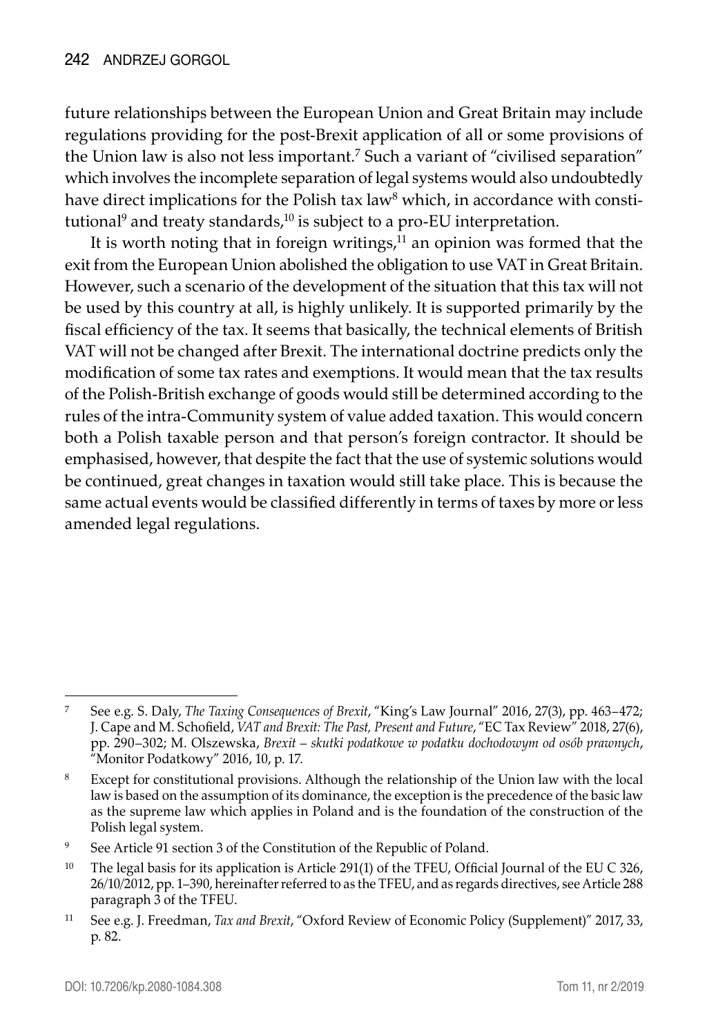future relationships between the European Union and Great Britain may include regulations providing for the post-Brexit application of all or some provisions of the Union law is also not less important.[7] Such a variant of "civilised separation" which involves the incomplete separation of legal systems would also undoubtedly have direct implications for the Polish tax law[8] which, in accordance with constitutional[9] and treaty standards,[10] is subject to a pro-EU interpretation.

It is worth noting that in foreign writings,[11] an opinion was formed that the exit from the European Union abolished the obligation to use VAT in Great Britain. However, such a scenario of the development of the situation that this tax will not be used by this country at all, is highly unlikely. It is supported primarily by the fiscal efficiency of the tax. It seems that basically, the technical elements of British VAT will not be changed after Brexit. The international doctrine predicts only the modification of some tax rates and exemptions. It would mean that the tax results of the Polish-British exchange of goods would still be determined according to the rules of the intra-Community system of value added taxation. This would concern both a Polish taxable person and that person's foreign contractor. It should be emphasised, however, that despite the fact that the use of systemic solutions would be continued, great changes in taxation would still take place. This is because the same actual events would be classified differently in terms of taxes by more or less amended legal regulations.

---

[7] See e.g. S. Daly, *The Taxing Consequences of Brexit*, "King's Law Journal" 2016, 27(3), pp. 463–472; J. Cape and M. Schofield, *VAT and Brexit: The Past, Present and Future*, "EC Tax Review" 2018, 27(6), pp. 290–302; M. Olszewska, *Brexit – skutki podatkowe w podatku dochodowym od osób prawnych*, "Monitor Podatkowy" 2016, 10, p. 17.

[8] Except for constitutional provisions. Although the relationship of the Union law with the local law is based on the assumption of its dominance, the exception is the precedence of the basic law as the supreme law which applies in Poland and is the foundation of the construction of the Polish legal system.

[9] See Article 91 section 3 of the Constitution of the Republic of Poland.

[10] The legal basis for its application is Article 291(1) of the TFEU, Official Journal of the EU C 326, 26/10/2012, pp. 1–390, hereinafter referred to as the TFEU, and as regards directives, see Article 288 paragraph 3 of the TFEU.

[11] See e.g. J. Freedman, *Tax and Brexit*, "Oxford Review of Economic Policy (Supplement)" 2017, 33, p. 82.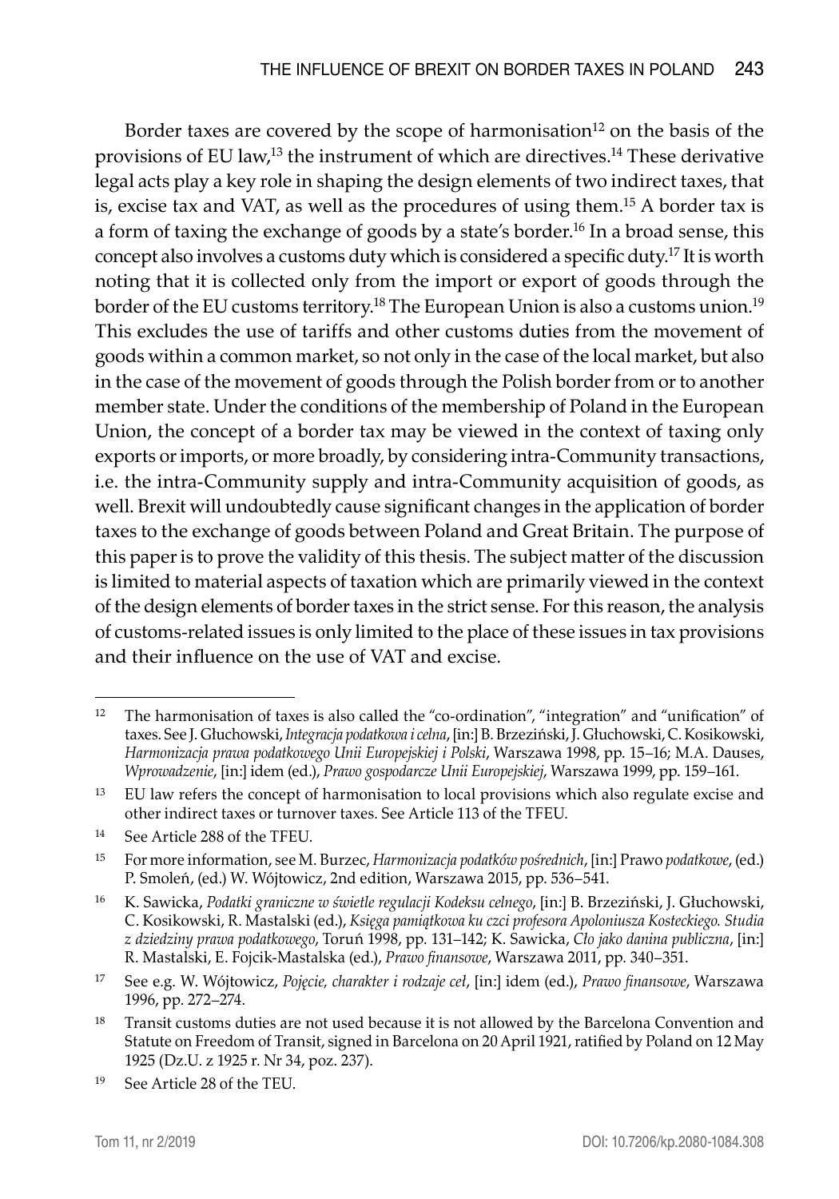Border taxes are covered by the scope of harmonisation[12] on the basis of the provisions of EU law,[13] the instrument of which are directives.[14] These derivative legal acts play a key role in shaping the design elements of two indirect taxes, that is, excise tax and VAT, as well as the procedures of using them.[15] A border tax is a form of taxing the exchange of goods by a state's border.[16] In a broad sense, this concept also involves a customs duty which is considered a specific duty.[17] It is worth noting that it is collected only from the import or export of goods through the border of the EU customs territory.[18] The European Union is also a customs union.[19] This excludes the use of tariffs and other customs duties from the movement of goods within a common market, so not only in the case of the local market, but also in the case of the movement of goods through the Polish border from or to another member state. Under the conditions of the membership of Poland in the European Union, the concept of a border tax may be viewed in the context of taxing only exports or imports, or more broadly, by considering intra-Community transactions, i.e. the intra-Community supply and intra-Community acquisition of goods, as well. Brexit will undoubtedly cause significant changes in the application of border taxes to the exchange of goods between Poland and Great Britain. The purpose of this paper is to prove the validity of this thesis. The subject matter of the discussion is limited to material aspects of taxation which are primarily viewed in the context of the design elements of border taxes in the strict sense. For this reason, the analysis of customs-related issues is only limited to the place of these issues in tax provisions and their influence on the use of VAT and excise.

---

[12] The harmonisation of taxes is also called the "co-ordination", "integration" and "unification" of taxes. See J. Głuchowski, *Integracja podatkowa i celna*, [in:] B. Brzeziński, J. Głuchowski, C. Kosikowski, *Harmonizacja prawa podatkowego Unii Europejskiej i Polski*, Warszawa 1998, pp. 15–16; M.A. Dauses, *Wprowadzenie*, [in:] idem (ed.), *Prawo gospodarcze Unii Europejskiej*, Warszawa 1999, pp. 159–161.

[13] EU law refers the concept of harmonisation to local provisions which also regulate excise and other indirect taxes or turnover taxes. See Article 113 of the TFEU.

[14] See Article 288 of the TFEU.

[15] For more information, see M. Burzec, *Harmonizacja podatków pośrednich*, [in:] Prawo *podatkowe*, (ed.) P. Smoleń, (ed.) W. Wójtowicz, 2nd edition, Warszawa 2015, pp. 536–541.

[16] K. Sawicka, *Podatki graniczne w świetle regulacji Kodeksu celnego*, [in:] B. Brzeziński, J. Głuchowski, C. Kosikowski, R. Mastalski (ed.), *Księga pamiątkowa ku czci profesora Apoloniusza Kosteckiego. Studia z dziedziny prawa podatkowego*, Toruń 1998, pp. 131–142; K. Sawicka, *Cło jako danina publiczna*, [in:] R. Mastalski, E. Fojcik-Mastalska (ed.), *Prawo finansowe*, Warszawa 2011, pp. 340–351.

[17] See e.g. W. Wójtowicz, *Pojęcie, charakter i rodzaje ceł*, [in:] idem (ed.), *Prawo finansowe*, Warszawa 1996, pp. 272–274.

[18] Transit customs duties are not used because it is not allowed by the Barcelona Convention and Statute on Freedom of Transit, signed in Barcelona on 20 April 1921, ratified by Poland on 12 May 1925 (Dz.U. z 1925 r. Nr 34, poz. 237).

[19] See Article 28 of the TEU.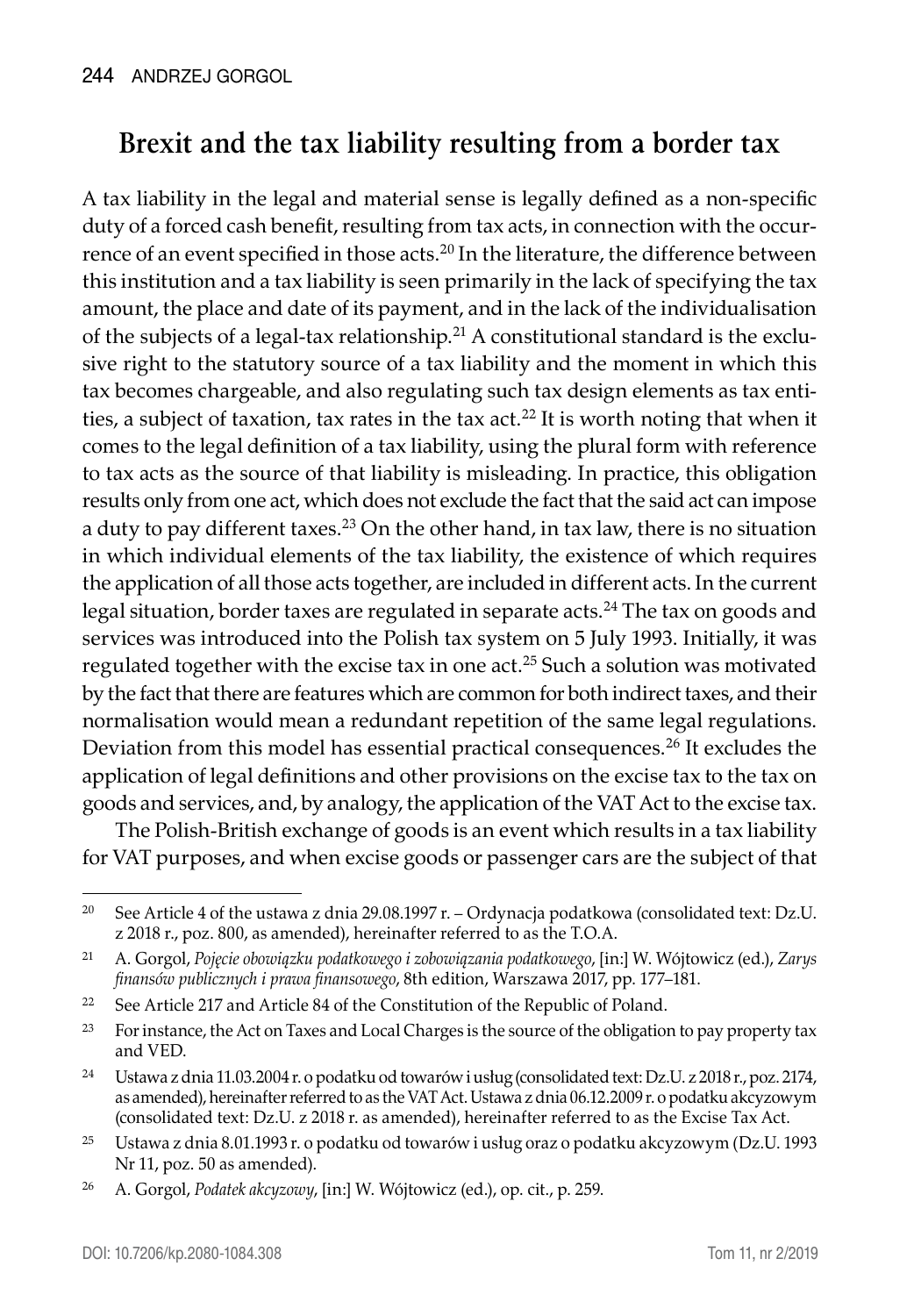## Brexit and the tax liability resulting from a border tax

A tax liability in the legal and material sense is legally defined as a non-specific duty of a forced cash benefit, resulting from tax acts, in connection with the occurrence of an event specified in those acts.[20] In the literature, the difference between this institution and a tax liability is seen primarily in the lack of specifying the tax amount, the place and date of its payment, and in the lack of the individualisation of the subjects of a legal-tax relationship.[21] A constitutional standard is the exclusive right to the statutory source of a tax liability and the moment in which this tax becomes chargeable, and also regulating such tax design elements as tax entities, a subject of taxation, tax rates in the tax act.[22] It is worth noting that when it comes to the legal definition of a tax liability, using the plural form with reference to tax acts as the source of that liability is misleading. In practice, this obligation results only from one act, which does not exclude the fact that the said act can impose a duty to pay different taxes.[23] On the other hand, in tax law, there is no situation in which individual elements of the tax liability, the existence of which requires the application of all those acts together, are included in different acts. In the current legal situation, border taxes are regulated in separate acts.[24] The tax on goods and services was introduced into the Polish tax system on 5 July 1993. Initially, it was regulated together with the excise tax in one act.[25] Such a solution was motivated by the fact that there are features which are common for both indirect taxes, and their normalisation would mean a redundant repetition of the same legal regulations. Deviation from this model has essential practical consequences.[26] It excludes the application of legal definitions and other provisions on the excise tax to the tax on goods and services, and, by analogy, the application of the VAT Act to the excise tax.

The Polish-British exchange of goods is an event which results in a tax liability for VAT purposes, and when excise goods or passenger cars are the subject of that

---

[20] See Article 4 of the ustawa z dnia 29.08.1997 r. – Ordynacja podatkowa (consolidated text: Dz.U. z 2018 r., poz. 800, as amended), hereinafter referred to as the T.O.A.

[21] A. Gorgol, *Pojęcie obowiązku podatkowego i zobowiązania podatkowego*, [in:] W. Wójtowicz (ed.), *Zarys finansów publicznych i prawa finansowego*, 8th edition, Warszawa 2017, pp. 177–181.

[22] See Article 217 and Article 84 of the Constitution of the Republic of Poland.

[23] For instance, the Act on Taxes and Local Charges is the source of the obligation to pay property tax and VED.

[24] Ustawa z dnia 11.03.2004 r. o podatku od towarów i usług (consolidated text: Dz.U. z 2018 r., poz. 2174, as amended), hereinafter referred to as the VAT Act. Ustawa z dnia 06.12.2009 r. o podatku akcyzowym (consolidated text: Dz.U. z 2018 r. as amended), hereinafter referred to as the Excise Tax Act.

[25] Ustawa z dnia 8.01.1993 r. o podatku od towarów i usług oraz o podatku akcyzowym (Dz.U. 1993 Nr 11, poz. 50 as amended).

[26] A. Gorgol, *Podatek akcyzowy*, [in:] W. Wójtowicz (ed.), op. cit., p. 259.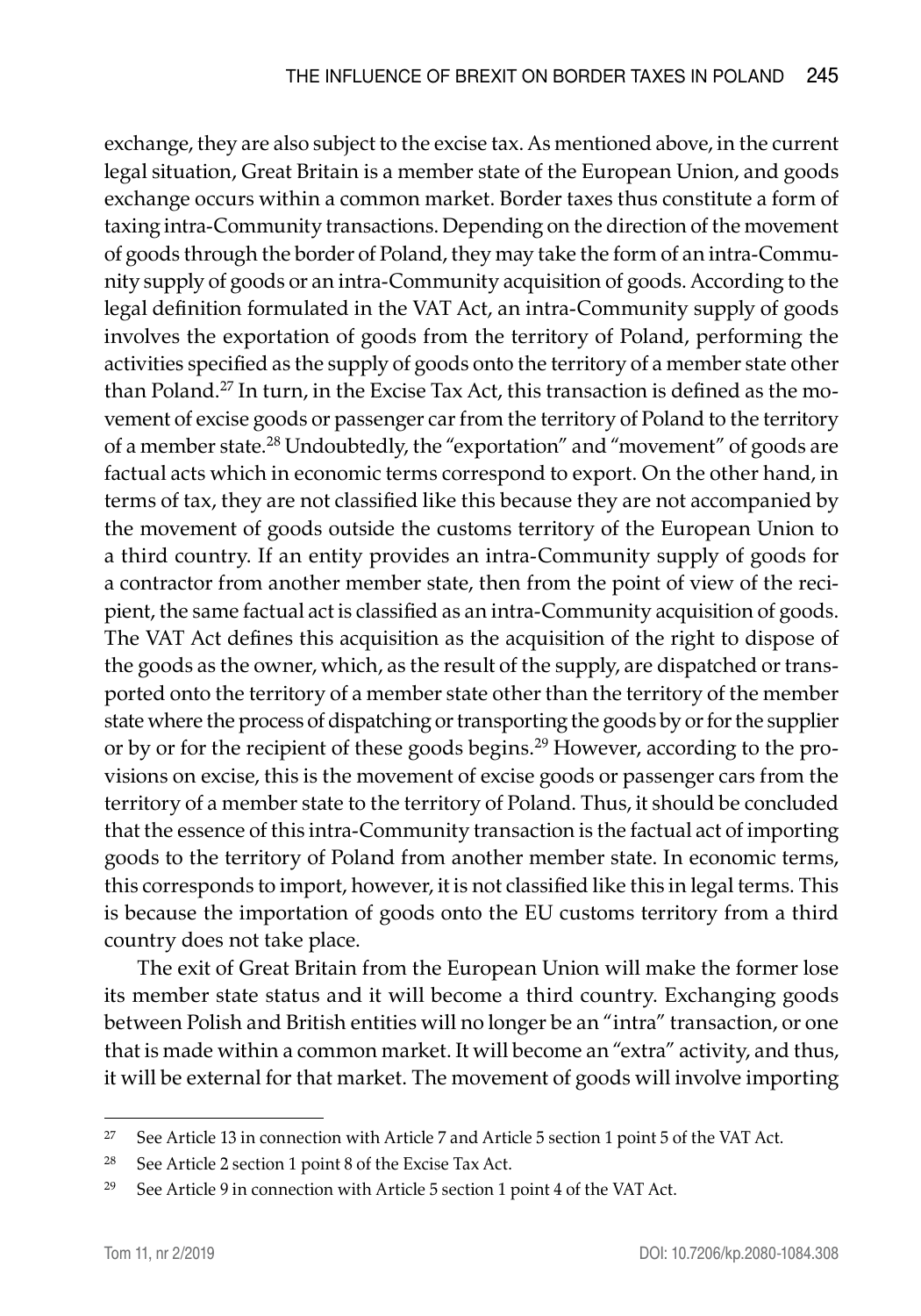exchange, they are also subject to the excise tax. As mentioned above, in the current legal situation, Great Britain is a member state of the European Union, and goods exchange occurs within a common market. Border taxes thus constitute a form of taxing intra-Community transactions. Depending on the direction of the movement of goods through the border of Poland, they may take the form of an intra-Community supply of goods or an intra-Community acquisition of goods. According to the legal definition formulated in the VAT Act, an intra-Community supply of goods involves the exportation of goods from the territory of Poland, performing the activities specified as the supply of goods onto the territory of a member state other than Poland.[27] In turn, in the Excise Tax Act, this transaction is defined as the movement of excise goods or passenger car from the territory of Poland to the territory of a member state.[28] Undoubtedly, the "exportation" and "movement" of goods are factual acts which in economic terms correspond to export. On the other hand, in terms of tax, they are not classified like this because they are not accompanied by the movement of goods outside the customs territory of the European Union to a third country. If an entity provides an intra-Community supply of goods for a contractor from another member state, then from the point of view of the recipient, the same factual act is classified as an intra-Community acquisition of goods. The VAT Act defines this acquisition as the acquisition of the right to dispose of the goods as the owner, which, as the result of the supply, are dispatched or transported onto the territory of a member state other than the territory of the member state where the process of dispatching or transporting the goods by or for the supplier or by or for the recipient of these goods begins.[29] However, according to the provisions on excise, this is the movement of excise goods or passenger cars from the territory of a member state to the territory of Poland. Thus, it should be concluded that the essence of this intra-Community transaction is the factual act of importing goods to the territory of Poland from another member state. In economic terms, this corresponds to import, however, it is not classified like this in legal terms. This is because the importation of goods onto the EU customs territory from a third country does not take place.

The exit of Great Britain from the European Union will make the former lose its member state status and it will become a third country. Exchanging goods between Polish and British entities will no longer be an "intra" transaction, or one that is made within a common market. It will become an "extra" activity, and thus, it will be external for that market. The movement of goods will involve importing

---

[27] See Article 13 in connection with Article 7 and Article 5 section 1 point 5 of the VAT Act.

[28] See Article 2 section 1 point 8 of the Excise Tax Act.

[29] See Article 9 in connection with Article 5 section 1 point 4 of the VAT Act.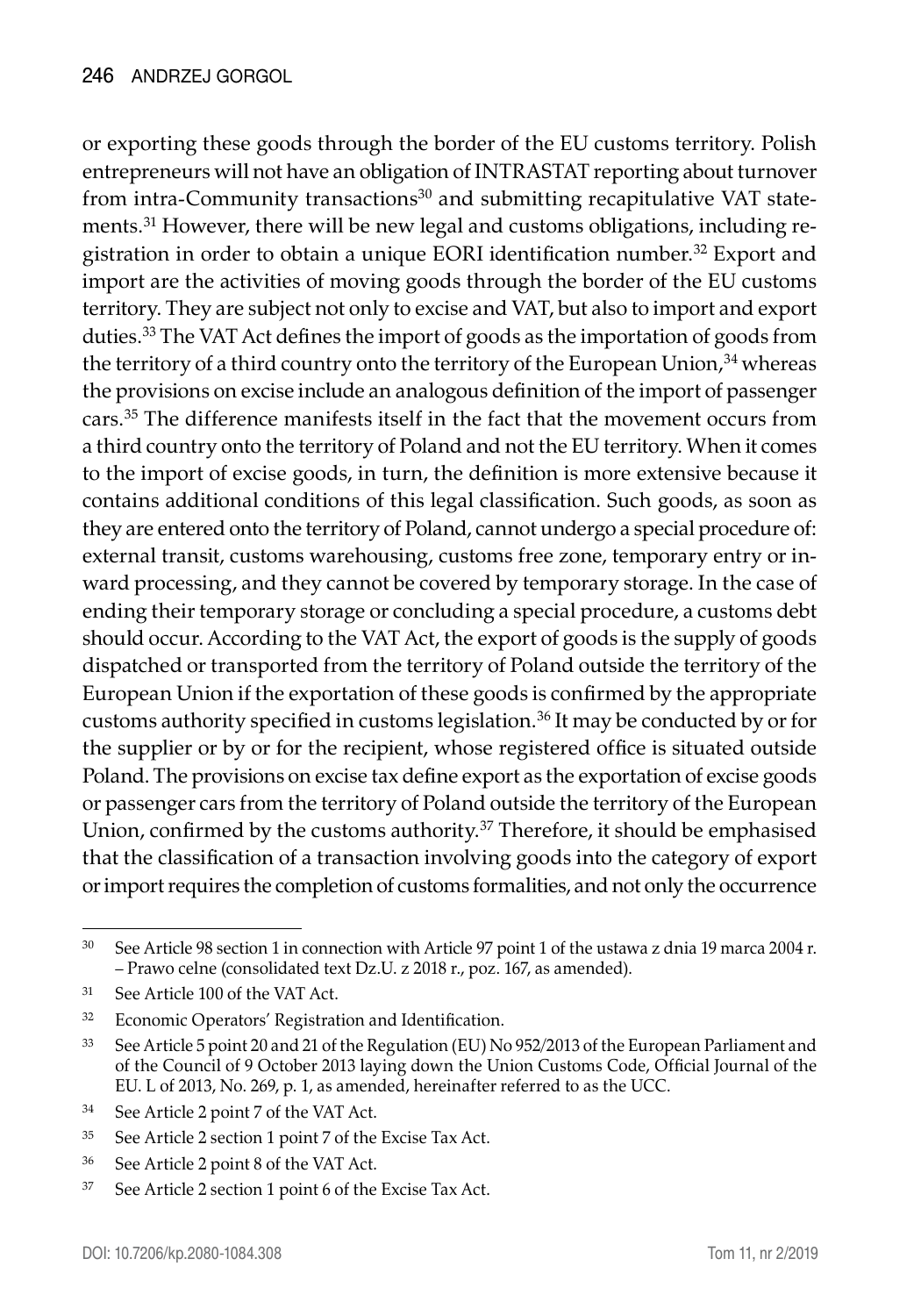or exporting these goods through the border of the EU customs territory. Polish entrepreneurs will not have an obligation of INTRASTAT reporting about turnover from intra-Community transactions[30] and submitting recapitulative VAT statements.[31] However, there will be new legal and customs obligations, including registration in order to obtain a unique EORI identification number.[32] Export and import are the activities of moving goods through the border of the EU customs territory. They are subject not only to excise and VAT, but also to import and export duties.[33] The VAT Act defines the import of goods as the importation of goods from the territory of a third country onto the territory of the European Union,[34] whereas the provisions on excise include an analogous definition of the import of passenger cars.[35] The difference manifests itself in the fact that the movement occurs from a third country onto the territory of Poland and not the EU territory. When it comes to the import of excise goods, in turn, the definition is more extensive because it contains additional conditions of this legal classification. Such goods, as soon as they are entered onto the territory of Poland, cannot undergo a special procedure of: external transit, customs warehousing, customs free zone, temporary entry or inward processing, and they cannot be covered by temporary storage. In the case of ending their temporary storage or concluding a special procedure, a customs debt should occur. According to the VAT Act, the export of goods is the supply of goods dispatched or transported from the territory of Poland outside the territory of the European Union if the exportation of these goods is confirmed by the appropriate customs authority specified in customs legislation.[36] It may be conducted by or for the supplier or by or for the recipient, whose registered office is situated outside Poland. The provisions on excise tax define export as the exportation of excise goods or passenger cars from the territory of Poland outside the territory of the European Union, confirmed by the customs authority.[37] Therefore, it should be emphasised that the classification of a transaction involving goods into the category of export or import requires the completion of customs formalities, and not only the occurrence

---

[30] See Article 98 section 1 in connection with Article 97 point 1 of the ustawa z dnia 19 marca 2004 r. – Prawo celne (consolidated text Dz.U. z 2018 r., poz. 167, as amended).

[31] See Article 100 of the VAT Act.

[32] Economic Operators' Registration and Identification.

[33] See Article 5 point 20 and 21 of the Regulation (EU) No 952/2013 of the European Parliament and of the Council of 9 October 2013 laying down the Union Customs Code, Official Journal of the EU. L of 2013, No. 269, p. 1, as amended, hereinafter referred to as the UCC.

[34] See Article 2 point 7 of the VAT Act.

[35] See Article 2 section 1 point 7 of the Excise Tax Act.

[36] See Article 2 point 8 of the VAT Act.

[37] See Article 2 section 1 point 6 of the Excise Tax Act.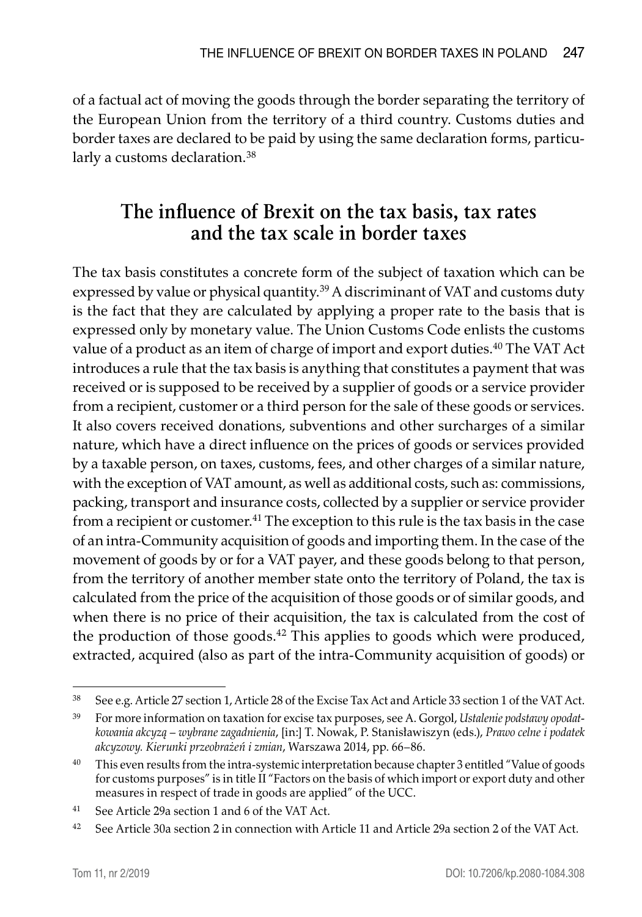of a factual act of moving the goods through the border separating the territory of the European Union from the territory of a third country. Customs duties and border taxes are declared to be paid by using the same declaration forms, particularly a customs declaration.[38]

## The influence of Brexit on the tax basis, tax rates and the tax scale in border taxes

The tax basis constitutes a concrete form of the subject of taxation which can be expressed by value or physical quantity.[39] A discriminant of VAT and customs duty is the fact that they are calculated by applying a proper rate to the basis that is expressed only by monetary value. The Union Customs Code enlists the customs value of a product as an item of charge of import and export duties.[40] The VAT Act introduces a rule that the tax basis is anything that constitutes a payment that was received or is supposed to be received by a supplier of goods or a service provider from a recipient, customer or a third person for the sale of these goods or services. It also covers received donations, subventions and other surcharges of a similar nature, which have a direct influence on the prices of goods or services provided by a taxable person, on taxes, customs, fees, and other charges of a similar nature, with the exception of VAT amount, as well as additional costs, such as: commissions, packing, transport and insurance costs, collected by a supplier or service provider from a recipient or customer.[41] The exception to this rule is the tax basis in the case of an intra-Community acquisition of goods and importing them. In the case of the movement of goods by or for a VAT payer, and these goods belong to that person, from the territory of another member state onto the territory of Poland, the tax is calculated from the price of the acquisition of those goods or of similar goods, and when there is no price of their acquisition, the tax is calculated from the cost of the production of those goods.[42] This applies to goods which were produced, extracted, acquired (also as part of the intra-Community acquisition of goods) or

---

[38] See e.g. Article 27 section 1, Article 28 of the Excise Tax Act and Article 33 section 1 of the VAT Act.

[39] For more information on taxation for excise tax purposes, see A. Gorgol, *Ustalenie podstawy opodatkowania akcyzą – wybrane zagadnienia*, [in:] T. Nowak, P. Stanisławiszyn (eds.), *Prawo celne i podatek akcyzowy. Kierunki przeobrażeń i zmian*, Warszawa 2014, pp. 66–86.

[40] This even results from the intra-systemic interpretation because chapter 3 entitled "Value of goods for customs purposes" is in title II "Factors on the basis of which import or export duty and other measures in respect of trade in goods are applied" of the UCC.

[41] See Article 29a section 1 and 6 of the VAT Act.

[42] See Article 30a section 2 in connection with Article 11 and Article 29a section 2 of the VAT Act.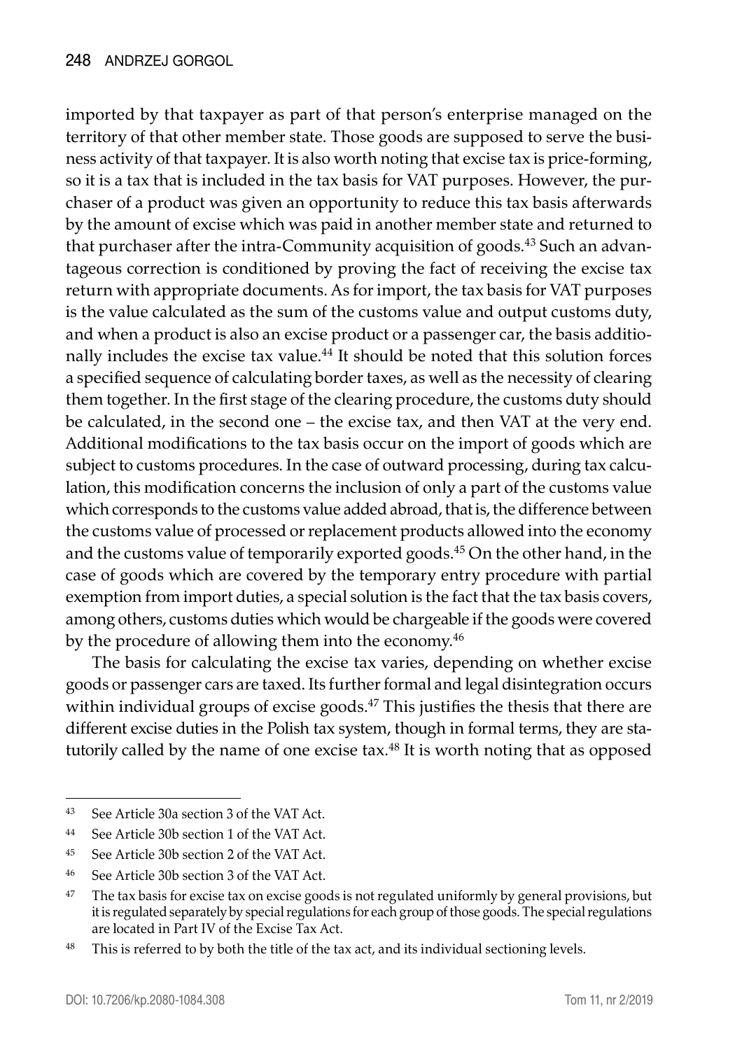imported by that taxpayer as part of that person's enterprise managed on the territory of that other member state. Those goods are supposed to serve the business activity of that taxpayer. It is also worth noting that excise tax is price-forming, so it is a tax that is included in the tax basis for VAT purposes. However, the purchaser of a product was given an opportunity to reduce this tax basis afterwards by the amount of excise which was paid in another member state and returned to that purchaser after the intra-Community acquisition of goods.[43] Such an advantageous correction is conditioned by proving the fact of receiving the excise tax return with appropriate documents. As for import, the tax basis for VAT purposes is the value calculated as the sum of the customs value and output customs duty, and when a product is also an excise product or a passenger car, the basis additionally includes the excise tax value.[44] It should be noted that this solution forces a specified sequence of calculating border taxes, as well as the necessity of clearing them together. In the first stage of the clearing procedure, the customs duty should be calculated, in the second one – the excise tax, and then VAT at the very end. Additional modifications to the tax basis occur on the import of goods which are subject to customs procedures. In the case of outward processing, during tax calculation, this modification concerns the inclusion of only a part of the customs value which corresponds to the customs value added abroad, that is, the difference between the customs value of processed or replacement products allowed into the economy and the customs value of temporarily exported goods.[45] On the other hand, in the case of goods which are covered by the temporary entry procedure with partial exemption from import duties, a special solution is the fact that the tax basis covers, among others, customs duties which would be chargeable if the goods were covered by the procedure of allowing them into the economy.[46]

The basis for calculating the excise tax varies, depending on whether excise goods or passenger cars are taxed. Its further formal and legal disintegration occurs within individual groups of excise goods.[47] This justifies the thesis that there are different excise duties in the Polish tax system, though in formal terms, they are statutorily called by the name of one excise tax.[48] It is worth noting that as opposed

---

[43] See Article 30a section 3 of the VAT Act.

[44] See Article 30b section 1 of the VAT Act.

[45] See Article 30b section 2 of the VAT Act.

[46] See Article 30b section 3 of the VAT Act.

[47] The tax basis for excise tax on excise goods is not regulated uniformly by general provisions, but it is regulated separately by special regulations for each group of those goods. The special regulations are located in Part IV of the Excise Tax Act.

[48] This is referred to by both the title of the tax act, and its individual sectioning levels.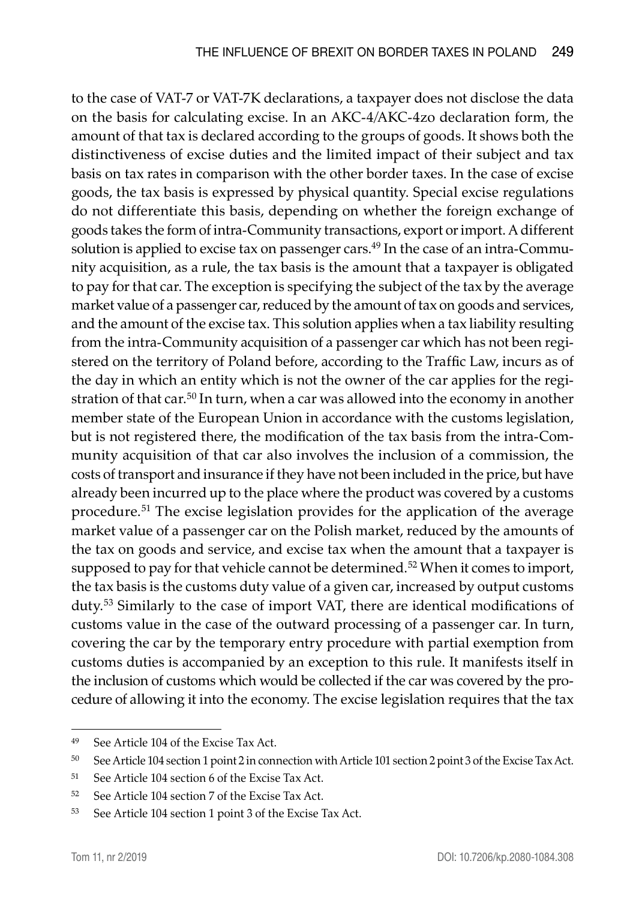to the case of VAT-7 or VAT-7K declarations, a taxpayer does not disclose the data on the basis for calculating excise. In an AKC-4/AKC-4zo declaration form, the amount of that tax is declared according to the groups of goods. It shows both the distinctiveness of excise duties and the limited impact of their subject and tax basis on tax rates in comparison with the other border taxes. In the case of excise goods, the tax basis is expressed by physical quantity. Special excise regulations do not differentiate this basis, depending on whether the foreign exchange of goods takes the form of intra-Community transactions, export or import. A different solution is applied to excise tax on passenger cars.[49] In the case of an intra-Community acquisition, as a rule, the tax basis is the amount that a taxpayer is obligated to pay for that car. The exception is specifying the subject of the tax by the average market value of a passenger car, reduced by the amount of tax on goods and services, and the amount of the excise tax. This solution applies when a tax liability resulting from the intra-Community acquisition of a passenger car which has not been registered on the territory of Poland before, according to the Traffic Law, incurs as of the day in which an entity which is not the owner of the car applies for the registration of that car.[50] In turn, when a car was allowed into the economy in another member state of the European Union in accordance with the customs legislation, but is not registered there, the modification of the tax basis from the intra-Community acquisition of that car also involves the inclusion of a commission, the costs of transport and insurance if they have not been included in the price, but have already been incurred up to the place where the product was covered by a customs procedure.[51] The excise legislation provides for the application of the average market value of a passenger car on the Polish market, reduced by the amounts of the tax on goods and service, and excise tax when the amount that a taxpayer is supposed to pay for that vehicle cannot be determined.[52] When it comes to import, the tax basis is the customs duty value of a given car, increased by output customs duty.[53] Similarly to the case of import VAT, there are identical modifications of customs value in the case of the outward processing of a passenger car. In turn, covering the car by the temporary entry procedure with partial exemption from customs duties is accompanied by an exception to this rule. It manifests itself in the inclusion of customs which would be collected if the car was covered by the procedure of allowing it into the economy. The excise legislation requires that the tax

---

[49] See Article 104 of the Excise Tax Act.

[50] See Article 104 section 1 point 2 in connection with Article 101 section 2 point 3 of the Excise Tax Act.

[51] See Article 104 section 6 of the Excise Tax Act.

[52] See Article 104 section 7 of the Excise Tax Act.

[53] See Article 104 section 1 point 3 of the Excise Tax Act.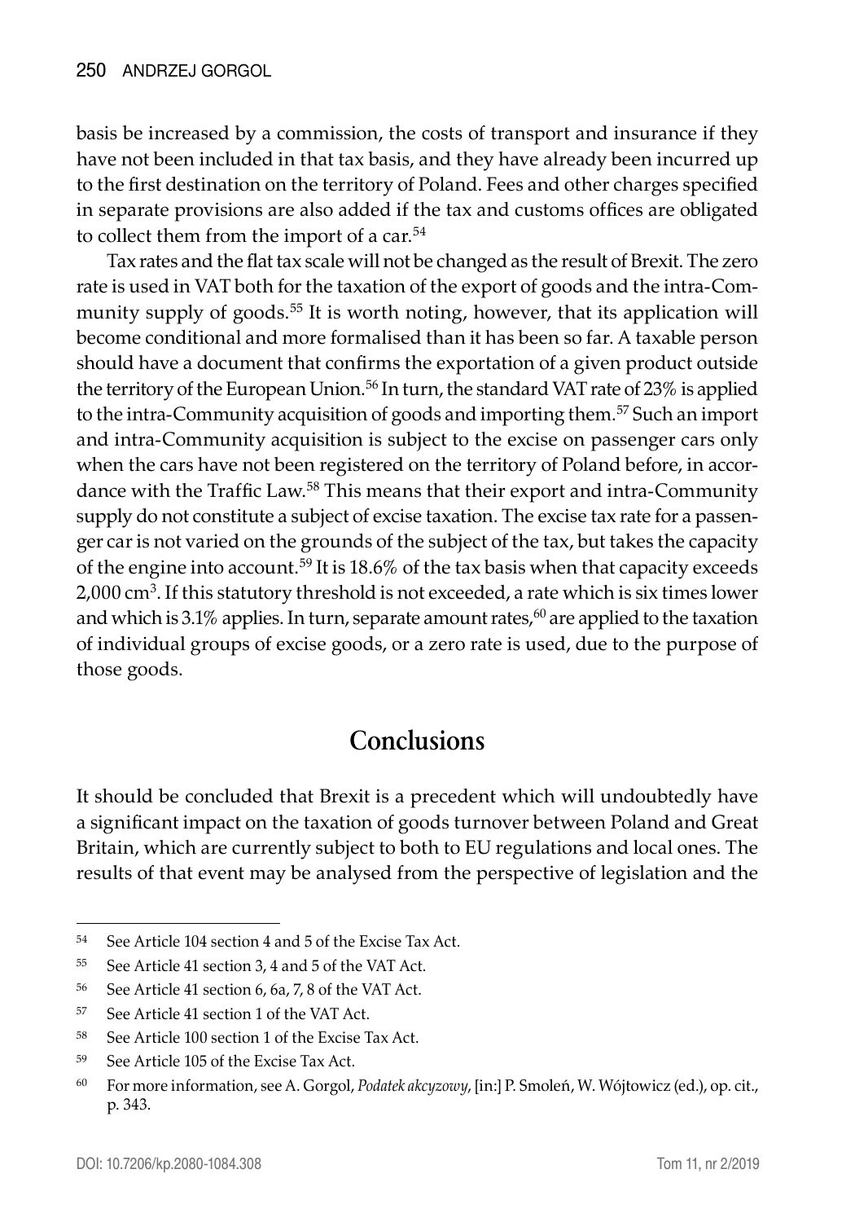basis be increased by a commission, the costs of transport and insurance if they have not been included in that tax basis, and they have already been incurred up to the first destination on the territory of Poland. Fees and other charges specified in separate provisions are also added if the tax and customs offices are obligated to collect them from the import of a car.[54]

Tax rates and the flat tax scale will not be changed as the result of Brexit. The zero rate is used in VAT both for the taxation of the export of goods and the intra-Community supply of goods.[55] It is worth noting, however, that its application will become conditional and more formalised than it has been so far. A taxable person should have a document that confirms the exportation of a given product outside the territory of the European Union.[56] In turn, the standard VAT rate of 23% is applied to the intra-Community acquisition of goods and importing them.[57] Such an import and intra-Community acquisition is subject to the excise on passenger cars only when the cars have not been registered on the territory of Poland before, in accordance with the Traffic Law.[58] This means that their export and intra-Community supply do not constitute a subject of excise taxation. The excise tax rate for a passenger car is not varied on the grounds of the subject of the tax, but takes the capacity of the engine into account.[59] It is 18.6% of the tax basis when that capacity exceeds 2,000 $cm^3$. If this statutory threshold is not exceeded, a rate which is six times lower and which is 3.1% applies. In turn, separate amount rates,[60] are applied to the taxation of individual groups of excise goods, or a zero rate is used, due to the purpose of those goods.

## Conclusions

It should be concluded that Brexit is a precedent which will undoubtedly have a significant impact on the taxation of goods turnover between Poland and Great Britain, which are currently subject to both to EU regulations and local ones. The results of that event may be analysed from the perspective of legislation and the

---

54 See Article 104 section 4 and 5 of the Excise Tax Act.

55 See Article 41 section 3, 4 and 5 of the VAT Act.

56 See Article 41 section 6, 6a, 7, 8 of the VAT Act.

57 See Article 41 section 1 of the VAT Act.

58 See Article 100 section 1 of the Excise Tax Act.

59 See Article 105 of the Excise Tax Act.

60 For more information, see A. Gorgol, *Podatek akcyzowy*, [in:] P. Smoleń, W. Wójtowicz (ed.), op. cit., p. 343.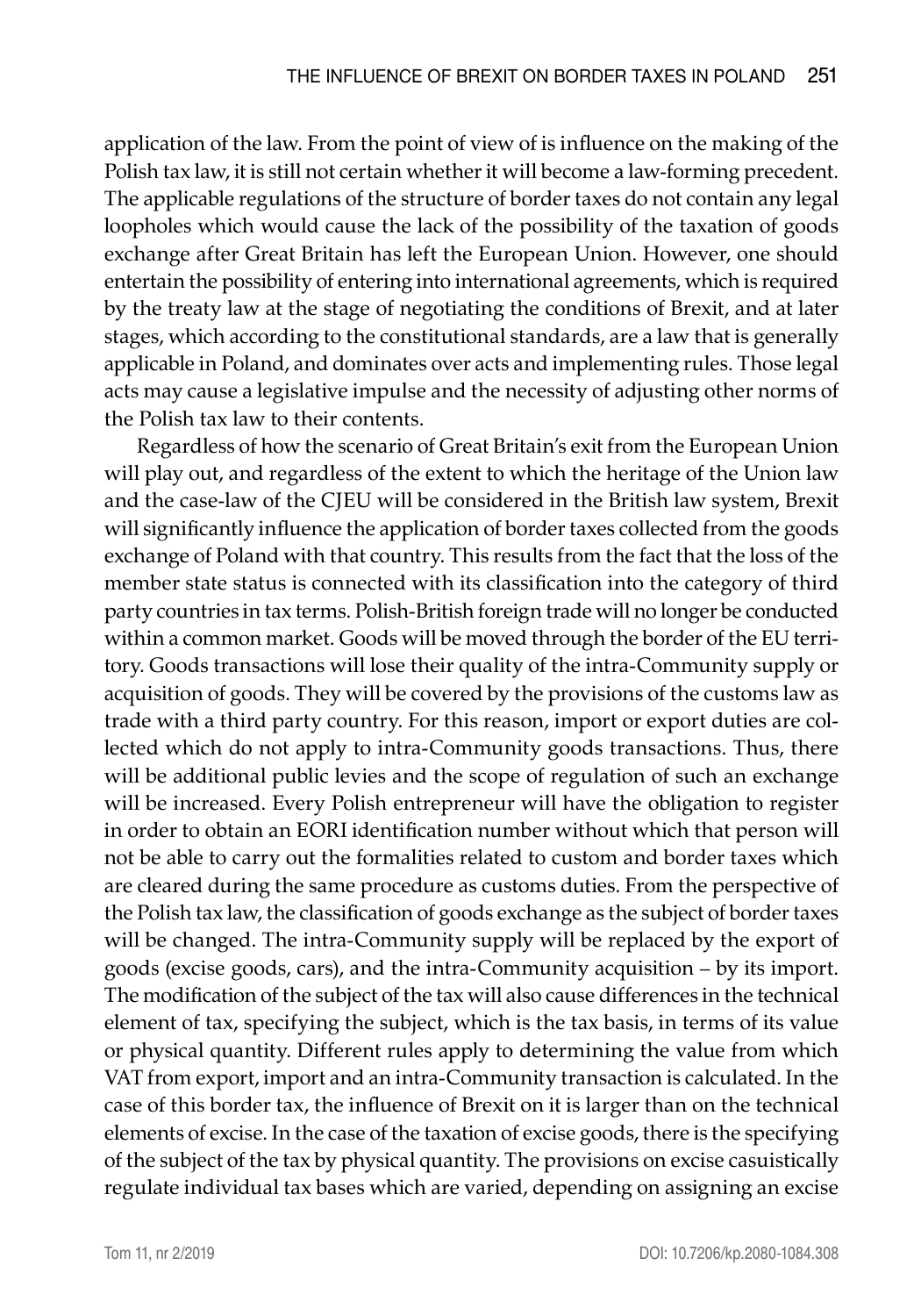application of the law. From the point of view of is influence on the making of the Polish tax law, it is still not certain whether it will become a law-forming precedent. The applicable regulations of the structure of border taxes do not contain any legal loopholes which would cause the lack of the possibility of the taxation of goods exchange after Great Britain has left the European Union. However, one should entertain the possibility of entering into international agreements, which is required by the treaty law at the stage of negotiating the conditions of Brexit, and at later stages, which according to the constitutional standards, are a law that is generally applicable in Poland, and dominates over acts and implementing rules. Those legal acts may cause a legislative impulse and the necessity of adjusting other norms of the Polish tax law to their contents.

Regardless of how the scenario of Great Britain's exit from the European Union will play out, and regardless of the extent to which the heritage of the Union law and the case-law of the CJEU will be considered in the British law system, Brexit will significantly influence the application of border taxes collected from the goods exchange of Poland with that country. This results from the fact that the loss of the member state status is connected with its classification into the category of third party countries in tax terms. Polish-British foreign trade will no longer be conducted within a common market. Goods will be moved through the border of the EU territory. Goods transactions will lose their quality of the intra-Community supply or acquisition of goods. They will be covered by the provisions of the customs law as trade with a third party country. For this reason, import or export duties are collected which do not apply to intra-Community goods transactions. Thus, there will be additional public levies and the scope of regulation of such an exchange will be increased. Every Polish entrepreneur will have the obligation to register in order to obtain an EORI identification number without which that person will not be able to carry out the formalities related to custom and border taxes which are cleared during the same procedure as customs duties. From the perspective of the Polish tax law, the classification of goods exchange as the subject of border taxes will be changed. The intra-Community supply will be replaced by the export of goods (excise goods, cars), and the intra-Community acquisition – by its import. The modification of the subject of the tax will also cause differences in the technical element of tax, specifying the subject, which is the tax basis, in terms of its value or physical quantity. Different rules apply to determining the value from which VAT from export, import and an intra-Community transaction is calculated. In the case of this border tax, the influence of Brexit on it is larger than on the technical elements of excise. In the case of the taxation of excise goods, there is the specifying of the subject of the tax by physical quantity. The provisions on excise casuistically regulate individual tax bases which are varied, depending on assigning an excise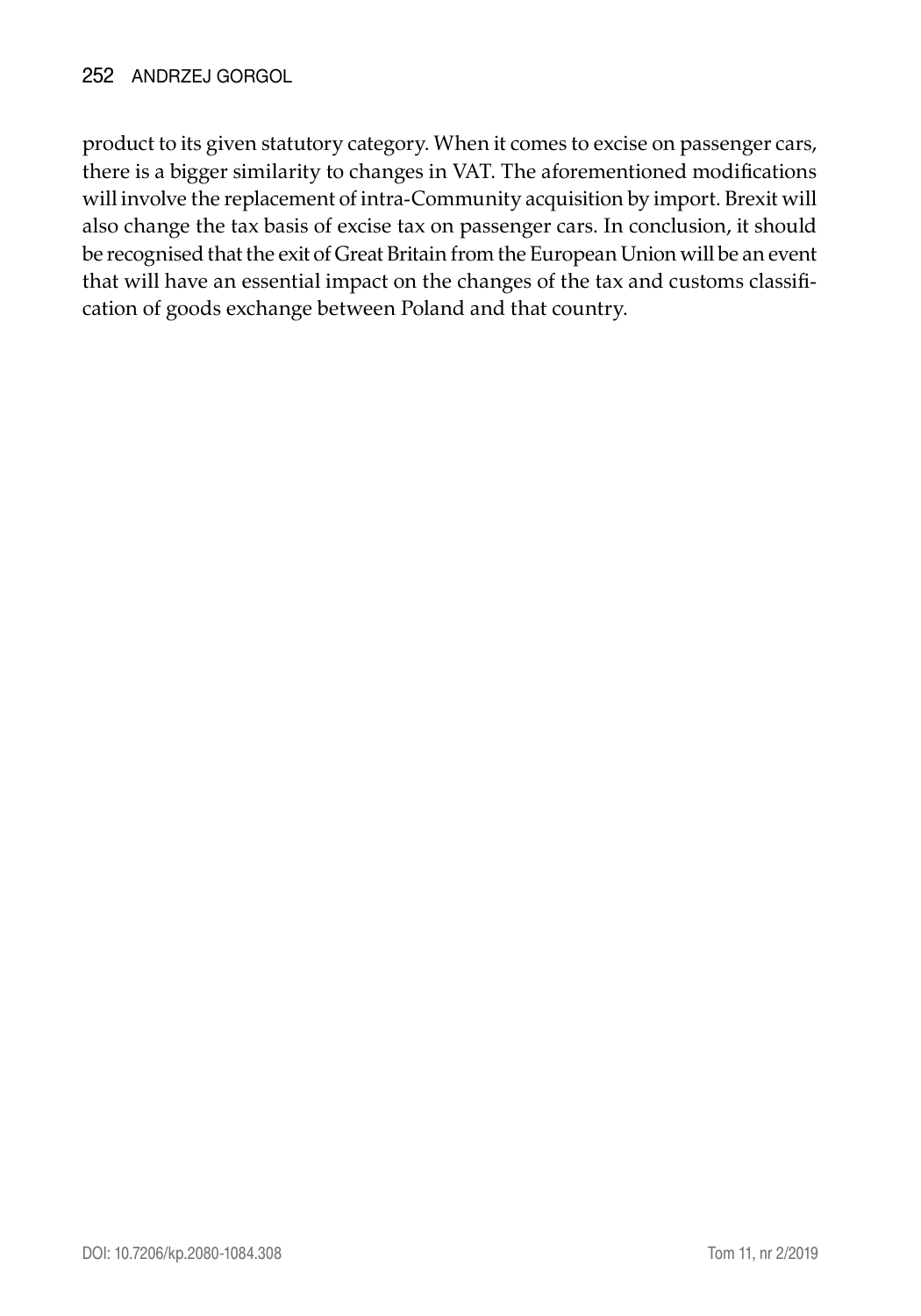product to its given statutory category. When it comes to excise on passenger cars, there is a bigger similarity to changes in VAT. The aforementioned modifications will involve the replacement of intra-Community acquisition by import. Brexit will also change the tax basis of excise tax on passenger cars. In conclusion, it should be recognised that the exit of Great Britain from the European Union will be an event that will have an essential impact on the changes of the tax and customs classification of goods exchange between Poland and that country.